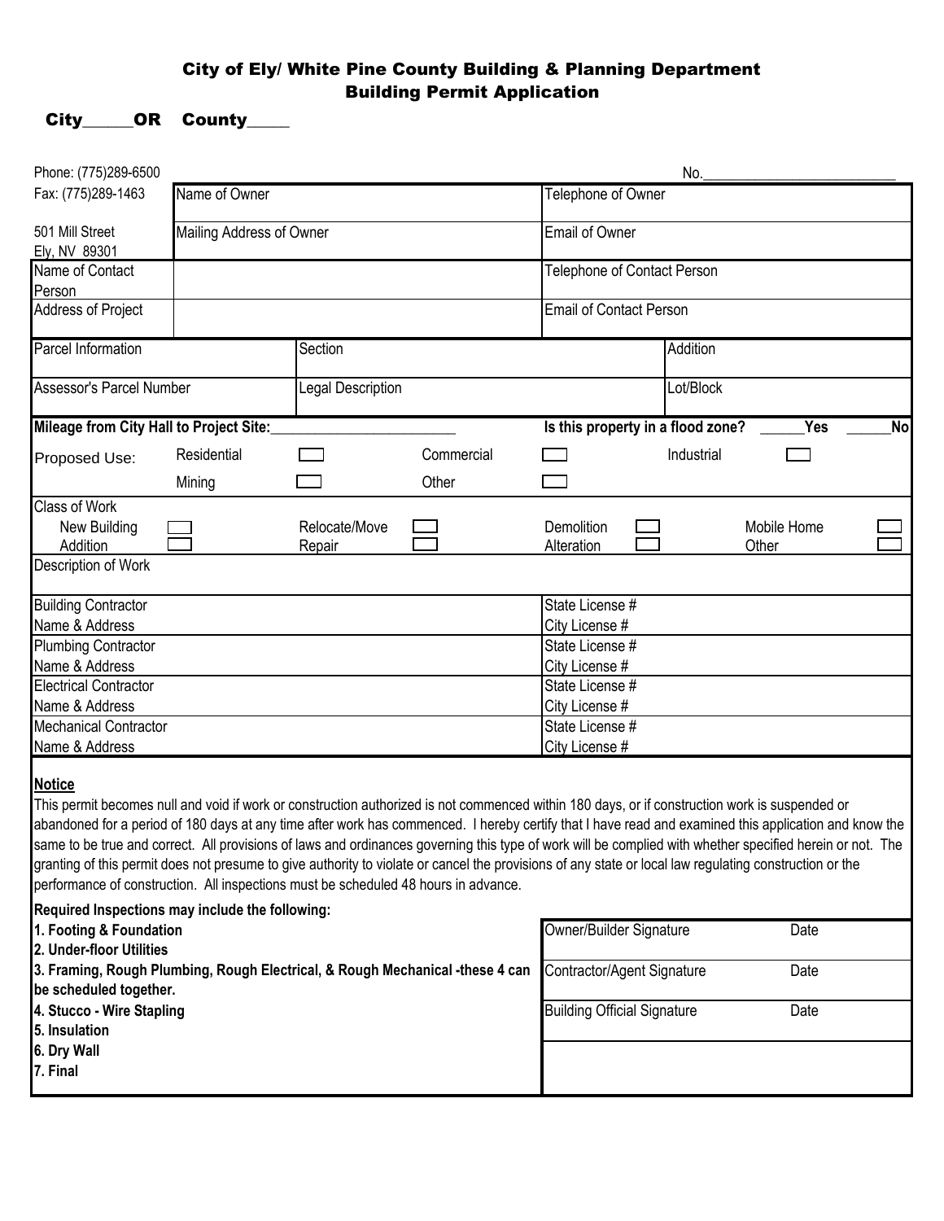# City of Ely/ White Pine County Building & Planning Department
## Building Permit Application

**City\_\_\_\_\_\_OR County\_\_\_\_\_**

Phone: (775)289-6500
Fax: (775)289-1463

501 Mill Street
Ely, NV 89301

No.\_\_\_\_\_\_\_\_\_\_\_\_\_\_\_\_\_\_\_\_\_\_\_\_\_\_\_

| | |
|---|---|
| Name of Owner | Telephone of Owner |
| Mailing Address of Owner | Email of Owner |
| Name of Contact Person | Telephone of Contact Person |
| Address of Project | Email of Contact Person |

| | | |
|---|---|---|
| Parcel Information | Section | Addition |
| Assessor's Parcel Number | Legal Description | Lot/Block |

**Mileage from City Hall to Project Site:**\_\_\_\_\_\_\_\_\_\_\_\_\_\_\_\_\_\_\_\_\_\_\_\_ **Is this property in a flood zone?** \_\_\_\_\_\_**Yes** \_\_\_\_\_\_**No**

Proposed Use:

| | | | | | |
|---|---|---|---|---|---|
| Residential | ☐ | Commercial | ☐ | Industrial | ☐ |
| Mining | ☐ | Other | ☐ | | |

Class of Work

| | | | | | | | |
|---|---|---|---|---|---|---|---|
| New Building | ☐ | Relocate/Move | ☐ | Demolition | ☐ | Mobile Home | ☐ |
| Addition | ☐ | Repair | ☐ | Alteration | ☐ | Other | ☐ |

Description of Work

| | |
|---|---|
| Building Contractor Name & Address | State License # <br> City License # |
| Plumbing Contractor Name & Address | State License # <br> City License # |
| Electrical Contractor Name & Address | State License # <br> City License # |
| Mechanical Contractor Name & Address | State License # <br> City License # |

**Notice**

This permit becomes null and void if work or construction authorized is not commenced within 180 days, or if construction work is suspended or abandoned for a period of 180 days at any time after work has commenced. I hereby certify that I have read and examined this application and know the same to be true and correct. All provisions of laws and ordinances governing this type of work will be complied with whether specified herein or not. The granting of this permit does not presume to give authority to violate or cancel the provisions of any state or local law regulating construction or the performance of construction. All inspections must be scheduled 48 hours in advance.

**Required Inspections may include the following:**

**1. Footing & Foundation**
**2. Under-floor Utilities**
**3. Framing, Rough Plumbing, Rough Electrical, & Rough Mechanical -these 4 can be scheduled together.**
**4. Stucco - Wire Stapling**
**5. Insulation**
**6. Dry Wall**
**7. Final**

| | |
|---|---|
| Owner/Builder Signature | Date |
| Contractor/Agent Signature | Date |
| Building Official Signature | Date |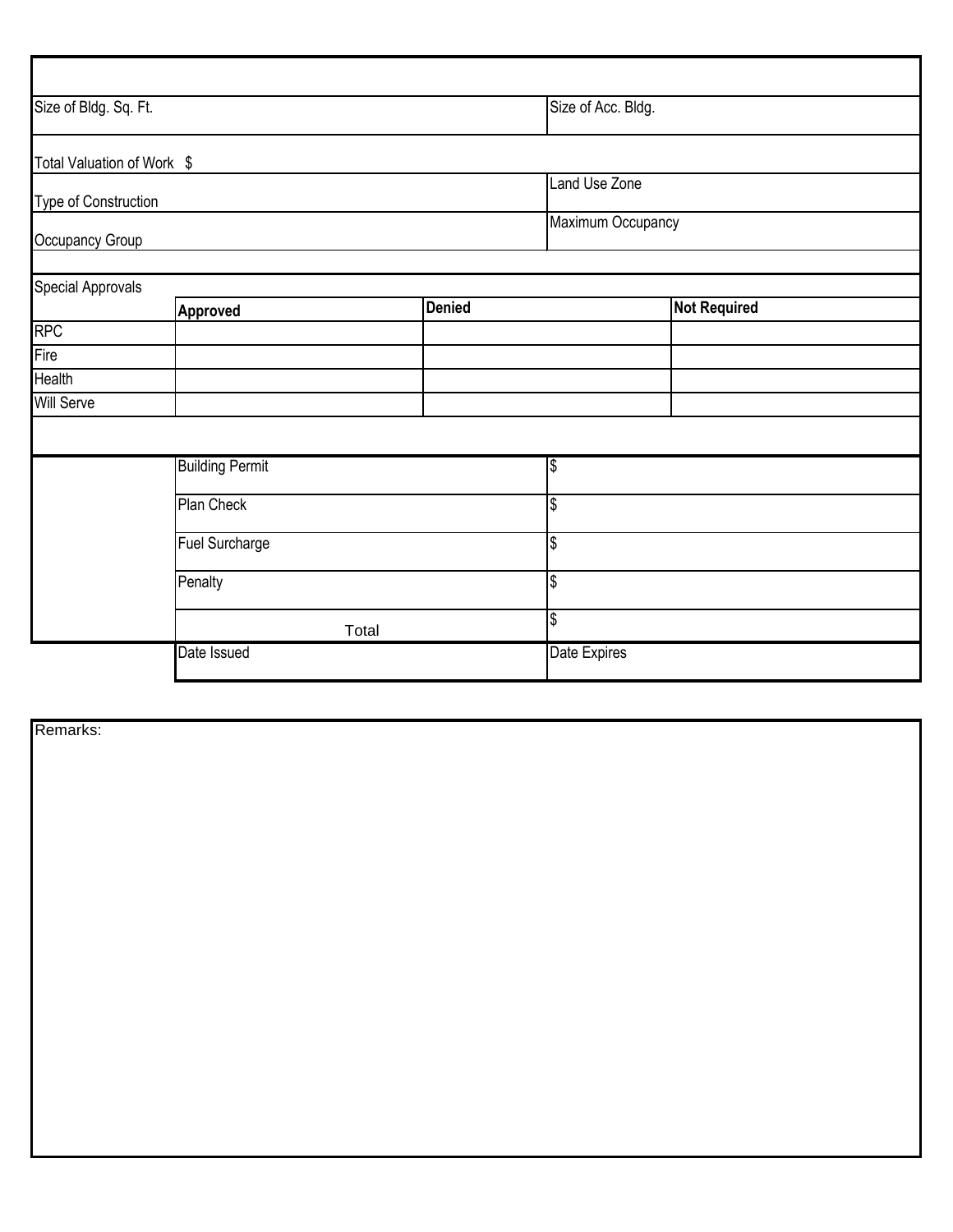| | |
|---|---|
| Size of Bldg. Sq. Ft. | Size of Acc. Bldg. |
| Total Valuation of Work $ | |
| Type of Construction | Land Use Zone |
| Occupancy Group | Maximum Occupancy |

| Special Approvals | Approved | Denied | Not Required |
|---|---|---|---|
| RPC | | | |
| Fire | | | |
| Health | | | |
| Will Serve | | | |

| | | |
|---|---|---|
| | Building Permit | $ |
| | Plan Check | $ |
| | Fuel Surcharge | $ |
| | Penalty | $ |
| | Total | $ |
| | Date Issued | Date Expires |

Remarks: